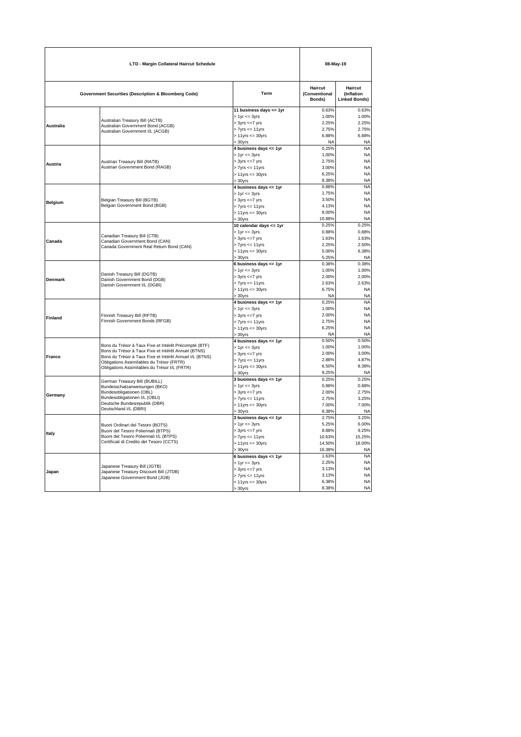| LTD - Margin Collateral Haircut Schedule | | | 08-May-19 | |
|---|---|---|---|---|
| Government Securities (Description & Bloomberg Code) | | Term | Haircut (Conventional Bonds) | Haircut (Inflation Linked Bonds) |
| Australia | Australian Treasury Bill (ACTB)<br>Australian Government Bond (ACGB)<br>Australian Government I/L (ACGB) | **11 business days <= 1yr** | 0.63% | 0.63% |
| | | > 1yr <= 3yrs | 1.00% | 1.00% |
| | | > 3yrs <=7 yrs | 2.25% | 2.25% |
| | | > 7yrs <= 11yrs | 2.75% | 2.75% |
| | | > 11yrs <= 30yrs | 6.88% | 6.88% |
| | | > 30yrs | NA | NA |
| Austria | Austrian Treasury Bill (RATB)<br>Austrian Government Bond (RAGB) | **4 business days <= 1yr** | 0.25% | NA |
| | | > 1yr <= 3yrs | 1.00% | NA |
| | | > 3yrs <=7 yrs | 2.75% | NA |
| | | > 7yrs <= 11yrs | 3.00% | NA |
| | | > 11yrs <= 30yrs | 6.25% | NA |
| | | > 30yrs | 8.38% | NA |
| Belgium | Belgian Treasury Bill (BGTB)<br>Belgian Government Bond (BGB) | **4 business days <= 1yr** | 0.88% | NA |
| | | > 1yr <= 3yrs | 1.75% | NA |
| | | > 3yrs <=7 yrs | 3.50% | NA |
| | | > 7yrs <= 11yrs | 4.13% | NA |
| | | > 11yrs <= 30yrs | 8.00% | NA |
| | | > 30yrs | 10.88% | NA |
| Canada | Canadian Treasury Bill (CTB)<br>Canadian Government Bond (CAN)<br>Canada Government Real Return Bond (CAN) | **10 calendar days <= 1yr** | 0.25% | 0.25% |
| | | > 1yr <= 3yrs | 0.88% | 0.88% |
| | | > 3yrs <=7 yrs | 1.63% | 1.63% |
| | | > 7yrs <= 11yrs | 2.25% | 2.50% |
| | | > 11yrs <= 30yrs | 5.00% | 6.38% |
| | | > 30yrs | 5.25% | NA |
| Denmark | Danish Treasury Bill (DGTB)<br>Danish Government Bond (DGB)<br>Danish Government I/L (DGBI) | **6 business days <= 1yr** | 0.38% | 0.38% |
| | | > 1yr <= 3yrs | 1.00% | 1.00% |
| | | > 3yrs <=7 yrs | 2.00% | 2.00% |
| | | > 7yrs <= 11yrs | 2.63% | 2.63% |
| | | > 11yrs <= 30yrs | 6.75% | NA |
| | | > 30yrs | NA | NA |
| Finland | Finnish Treasury Bill (RFTB)<br>Finnish Government Bonds (RFGB) | **4 business days <= 1yr** | 0.25% | NA |
| | | > 1yr <= 3yrs | 1.00% | NA |
| | | > 3yrs <=7 yrs | 2.00% | NA |
| | | > 7yrs <= 11yrs | 2.75% | NA |
| | | > 11yrs <= 30yrs | 6.25% | NA |
| | | > 30yrs | NA | NA |
| France | Bons du Trésor à Taux Fixe et Intérêt Précompté (BTF)<br>Bons du Trésor à Taux Fixe et Intérêt Annuel (BTNS)<br>Bons du Trésor à Taux Fixe et Intérêt Annuel I/L (BTNS)<br>Obligations Assimilables du Trésor (FRTR)<br>Obligations Assimilables du Trésor I/L (FRTR) | **4 business days <= 1yr** | 0.50% | 0.50% |
| | | > 1yr <= 3yrs | 1.00% | 1.00% |
| | | > 3yrs <=7 yrs | 2.00% | 3.00% |
| | | > 7yrs <= 11yrs | 2.88% | 4.87% |
| | | > 11yrs <= 30yrs | 6.50% | 8.38% |
| | | > 30yrs | 9.25% | NA |
| Germany | German Treasury Bill (BUBILL)<br>Bundesschatzanweisungen (BKO)<br>Bundesobligationen (OBL)<br>Bundesobligationen I/L (OBLI)<br>Deutsche Bundesrepublik (DBR)<br>Deutschland I/L (DBRI) | **3 business days <= 1yr** | 0.25% | 0.25% |
| | | > 1yr <= 3yrs | 0.88% | 0.88% |
| | | > 3yrs <=7 yrs | 2.00% | 2.75% |
| | | > 7yrs <= 11yrs | 2.75% | 3.25% |
| | | > 11yrs <= 30yrs | 7.00% | 7.00% |
| | | > 30yrs | 8.38% | NA |
| Italy | Buoni Ordinari del Tesoro (BOTS)<br>Buoni del Tesoro Poliennali (BTPS)<br>Buoni del Tesoro Poliennali I/L (BTPS)<br>Certificati di Credito del Tesoro (CCTS) | **3 business days <= 1yr** | 2.75% | 3.25% |
| | | > 1yr <= 3yrs | 5.25% | 6.00% |
| | | > 3yrs <=7 yrs | 8.88% | 9.25% |
| | | > 7yrs <= 11yrs | 10.63% | 15.25% |
| | | > 11yrs <= 30yrs | 14.50% | 18.00% |
| | | > 30yrs | 16.38% | NA |
| Japan | Japanese Treasury Bill (JGTB)<br>Japanese Treasury Discount Bill (JTDB)<br>Japanese Government Bond (JGB) | **6 business days <= 1yr** | 1.63% | NA |
| | | > 1yr <= 3yrs | 2.25% | NA |
| | | > 3yrs <=7 yrs | 3.13% | NA |
| | | > 7yrs <= 11yrs | 3.13% | NA |
| | | > 11yrs <= 30yrs | 6.38% | NA |
| | | > 30yrs | 8.38% | NA |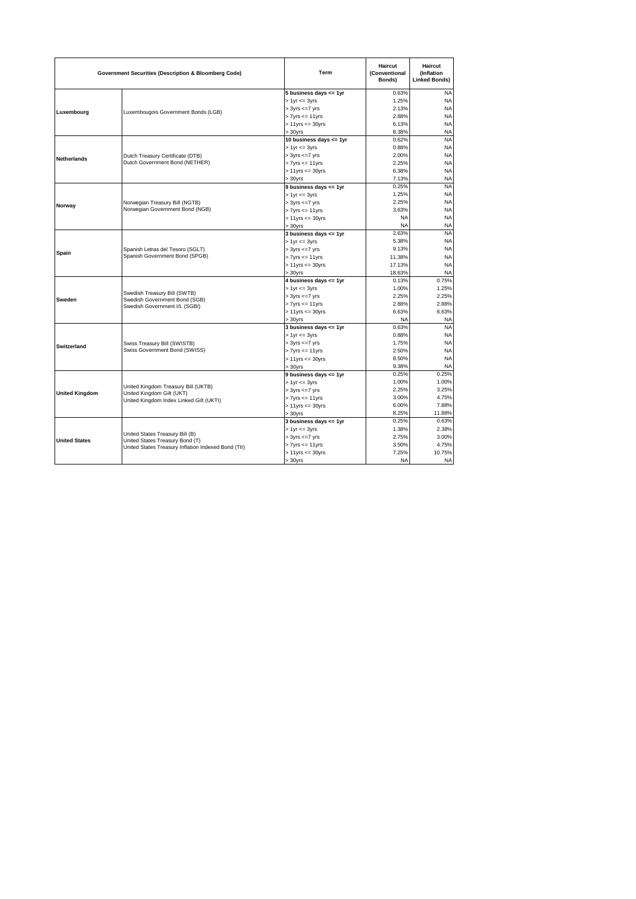| Government Securities (Description & Bloomberg Code) | | Term | Haircut (Conventional Bonds) | Haircut (Inflation Linked Bonds) |
|---|---|---|---|---|
| Luxembourg | Luxembougois Government Bonds (LGB) | 5 business days <= 1yr | 0.63% | NA |
| | | > 1yr <= 3yrs | 1.25% | NA |
| | | > 3yrs <=7 yrs | 2.13% | NA |
| | | > 7yrs <= 11yrs | 2.88% | NA |
| | | > 11yrs <= 30yrs | 6.13% | NA |
| | | > 30yrs | 8.38% | NA |
| Netherlands | Dutch Treasury Certificate (DTB)<br>Dutch Government Bond (NETHER) | 10 business days <= 1yr | 0.62% | NA |
| | | > 1yr <= 3yrs | 0.88% | NA |
| | | > 3yrs <=7 yrs | 2.00% | NA |
| | | > 7yrs <= 11yrs | 2.25% | NA |
| | | > 11yrs <= 30yrs | 6.38% | NA |
| | | > 30yrs | 7.13% | NA |
| Norway | Norwegian Treasury Bill (NGTB)<br>Norwegian Government Bond (NGB) | 9 business days <= 1yr | 0.25% | NA |
| | | > 1yr <= 3yrs | 1.25% | NA |
| | | > 3yrs <=7 yrs | 2.25% | NA |
| | | > 7yrs <= 11yrs | 3.63% | NA |
| | | > 11yrs <= 30yrs | NA | NA |
| | | > 30yrs | NA | NA |
| Spain | Spanish Letras del Tesoro (SGLT)<br>Spanish Government Bond (SPGB) | 3 business days <= 1yr | 2.63% | NA |
| | | > 1yr <= 3yrs | 5.38% | NA |
| | | > 3yrs <=7 yrs | 9.13% | NA |
| | | > 7yrs <= 11yrs | 11.38% | NA |
| | | > 11yrs <= 30yrs | 17.13% | NA |
| | | > 30yrs | 18.63% | NA |
| Sweden | Swedish Treasury Bill (SWTB)<br>Swedish Government Bond (SGB)<br>Swedish Government I/L (SGBI) | 4 business days <= 1yr | 0.13% | 0.75% |
| | | > 1yr <= 3yrs | 1.00% | 1.25% |
| | | > 3yrs <=7 yrs | 2.25% | 2.25% |
| | | > 7yrs <= 11yrs | 2.88% | 2.88% |
| | | > 11yrs <= 30yrs | 6.63% | 6.63% |
| | | > 30yrs | NA | NA |
| Switzerland | Swiss Treasury Bill (SWISTB)<br>Swiss Government Bond (SWISS) | 3 business days <= 1yr | 0.63% | NA |
| | | > 1yr <= 3yrs | 0.88% | NA |
| | | > 3yrs <=7 yrs | 1.75% | NA |
| | | > 7yrs <= 11yrs | 2.50% | NA |
| | | > 11yrs <= 30yrs | 8.50% | NA |
| | | > 30yrs | 9.38% | NA |
| United Kingdom | United Kingdom Treasury Bill (UKTB)<br>United Kingdom Gilt (UKT)<br>United Kingdom Index Linked Gilt (UKTI) | 9 business days <= 1yr | 0.25% | 0.25% |
| | | > 1yr <= 3yrs | 1.00% | 1.00% |
| | | > 3yrs <=7 yrs | 2.25% | 3.25% |
| | | > 7yrs <= 11yrs | 3.00% | 4.75% |
| | | > 11yrs <= 30yrs | 6.00% | 7.88% |
| | | > 30yrs | 8.25% | 11.88% |
| United States | United States Treasury Bill (B)<br>United States Treasury Bond (T)<br>United States Treasury Inflation Indexed Bond (TII) | 3 business days <= 1yr | 0.25% | 0.63% |
| | | > 1yr <= 3yrs | 1.38% | 2.38% |
| | | > 3yrs <=7 yrs | 2.75% | 3.00% |
| | | > 7yrs <= 11yrs | 3.50% | 4.75% |
| | | > 11yrs <= 30yrs | 7.25% | 10.75% |
| | | > 30yrs | NA | NA |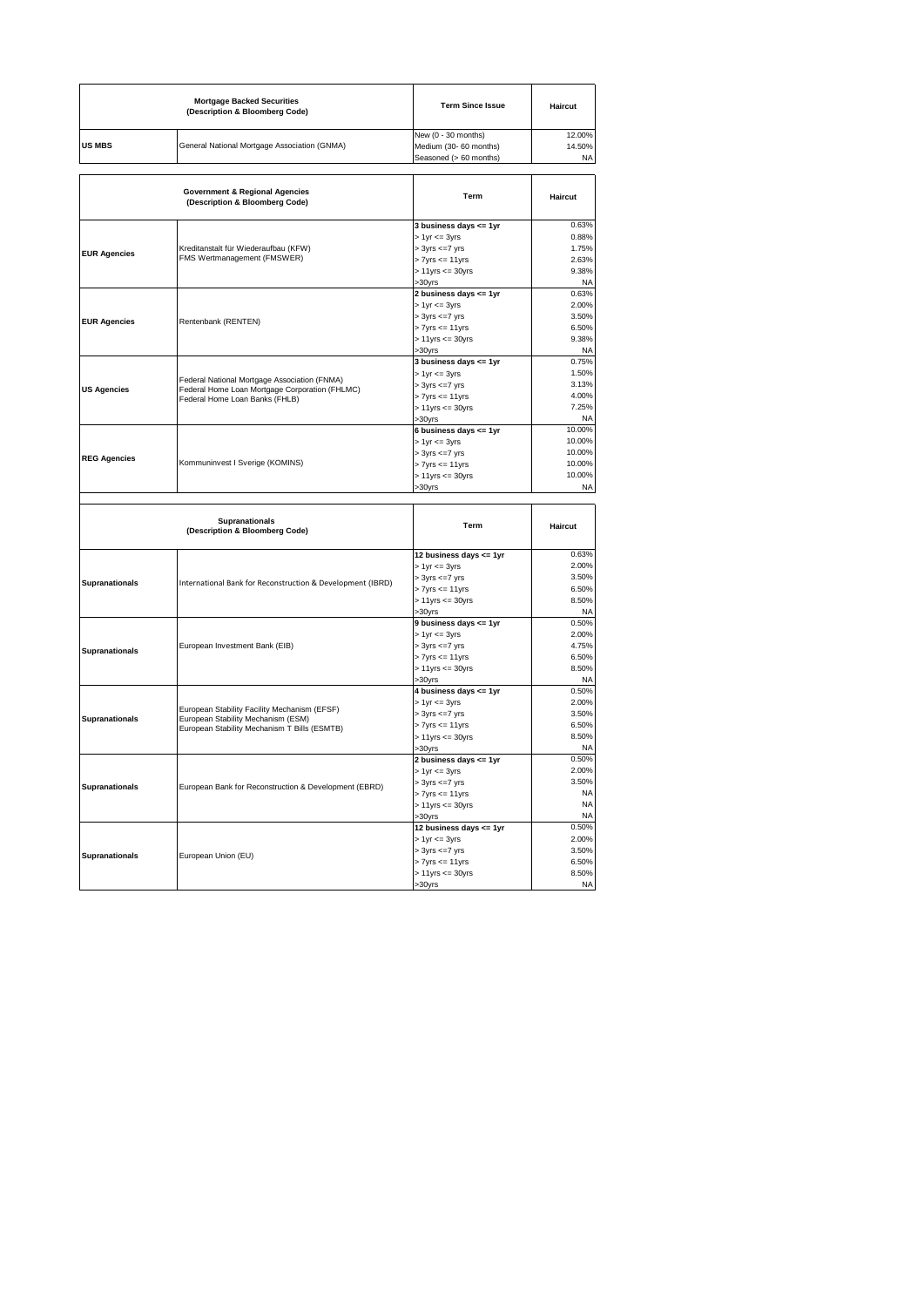| Mortgage Backed Securities (Description & Bloomberg Code) | | Term Since Issue | Haircut |
|---|---|---|---|
| US MBS | General National Mortgage Association (GNMA) | New (0 - 30 months) | 12.00% |
| | | Medium (30- 60 months) | 14.50% |
| | | Seasoned (> 60 months) | NA |

| Government & Regional Agencies (Description & Bloomberg Code) | | Term | Haircut |
|---|---|---|---|
| EUR Agencies | Kreditanstalt für Wiederaufbau (KFW)<br>FMS Wertmanagement (FMSWER) | **3 business days <= 1yr** | 0.63% |
| | | > 1yr <= 3yrs | 0.88% |
| | | > 3yrs <=7 yrs | 1.75% |
| | | > 7yrs <= 11yrs | 2.63% |
| | | > 11yrs <= 30yrs | 9.38% |
| | | >30yrs | NA |
| EUR Agencies | Rentenbank (RENTEN) | **2 business days <= 1yr** | 0.63% |
| | | > 1yr <= 3yrs | 2.00% |
| | | > 3yrs <=7 yrs | 3.50% |
| | | > 7yrs <= 11yrs | 6.50% |
| | | > 11yrs <= 30yrs | 9.38% |
| | | >30yrs | NA |
| US Agencies | Federal National Mortgage Association (FNMA)<br>Federal Home Loan Mortgage Corporation (FHLMC)<br>Federal Home Loan Banks (FHLB) | **3 business days <= 1yr** | 0.75% |
| | | > 1yr <= 3yrs | 1.50% |
| | | > 3yrs <=7 yrs | 3.13% |
| | | > 7yrs <= 11yrs | 4.00% |
| | | > 11yrs <= 30yrs | 7.25% |
| | | >30yrs | NA |
| REG Agencies | Kommuninvest I Sverige (KOMINS) | **6 business days <= 1yr** | 10.00% |
| | | > 1yr <= 3yrs | 10.00% |
| | | > 3yrs <=7 yrs | 10.00% |
| | | > 7yrs <= 11yrs | 10.00% |
| | | > 11yrs <= 30yrs | 10.00% |
| | | >30yrs | NA |

| Supranationals (Description & Bloomberg Code) | | Term | Haircut |
|---|---|---|---|
| Supranationals | International Bank for Reconstruction & Development (IBRD) | **12 business days <= 1yr** | 0.63% |
| | | > 1yr <= 3yrs | 2.00% |
| | | > 3yrs <=7 yrs | 3.50% |
| | | > 7yrs <= 11yrs | 6.50% |
| | | > 11yrs <= 30yrs | 8.50% |
| | | >30yrs | NA |
| Supranationals | European Investment Bank (EIB) | **9 business days <= 1yr** | 0.50% |
| | | > 1yr <= 3yrs | 2.00% |
| | | > 3yrs <=7 yrs | 4.75% |
| | | > 7yrs <= 11yrs | 6.50% |
| | | > 11yrs <= 30yrs | 8.50% |
| | | >30yrs | NA |
| Supranationals | European Stability Facility Mechanism (EFSF)<br>European Stability Mechanism (ESM)<br>European Stability Mechanism T Bills (ESMTB) | **4 business days <= 1yr** | 0.50% |
| | | > 1yr <= 3yrs | 2.00% |
| | | > 3yrs <=7 yrs | 3.50% |
| | | > 7yrs <= 11yrs | 6.50% |
| | | > 11yrs <= 30yrs | 8.50% |
| | | >30yrs | NA |
| Supranationals | European Bank for Reconstruction & Development (EBRD) | **2 business days <= 1yr** | 0.50% |
| | | > 1yr <= 3yrs | 2.00% |
| | | > 3yrs <=7 yrs | 3.50% |
| | | > 7yrs <= 11yrs | NA |
| | | > 11yrs <= 30yrs | NA |
| | | >30yrs | NA |
| Supranationals | European Union (EU) | **12 business days <= 1yr** | 0.50% |
| | | > 1yr <= 3yrs | 2.00% |
| | | > 3yrs <=7 yrs | 3.50% |
| | | > 7yrs <= 11yrs | 6.50% |
| | | > 11yrs <= 30yrs | 8.50% |
| | | >30yrs | NA |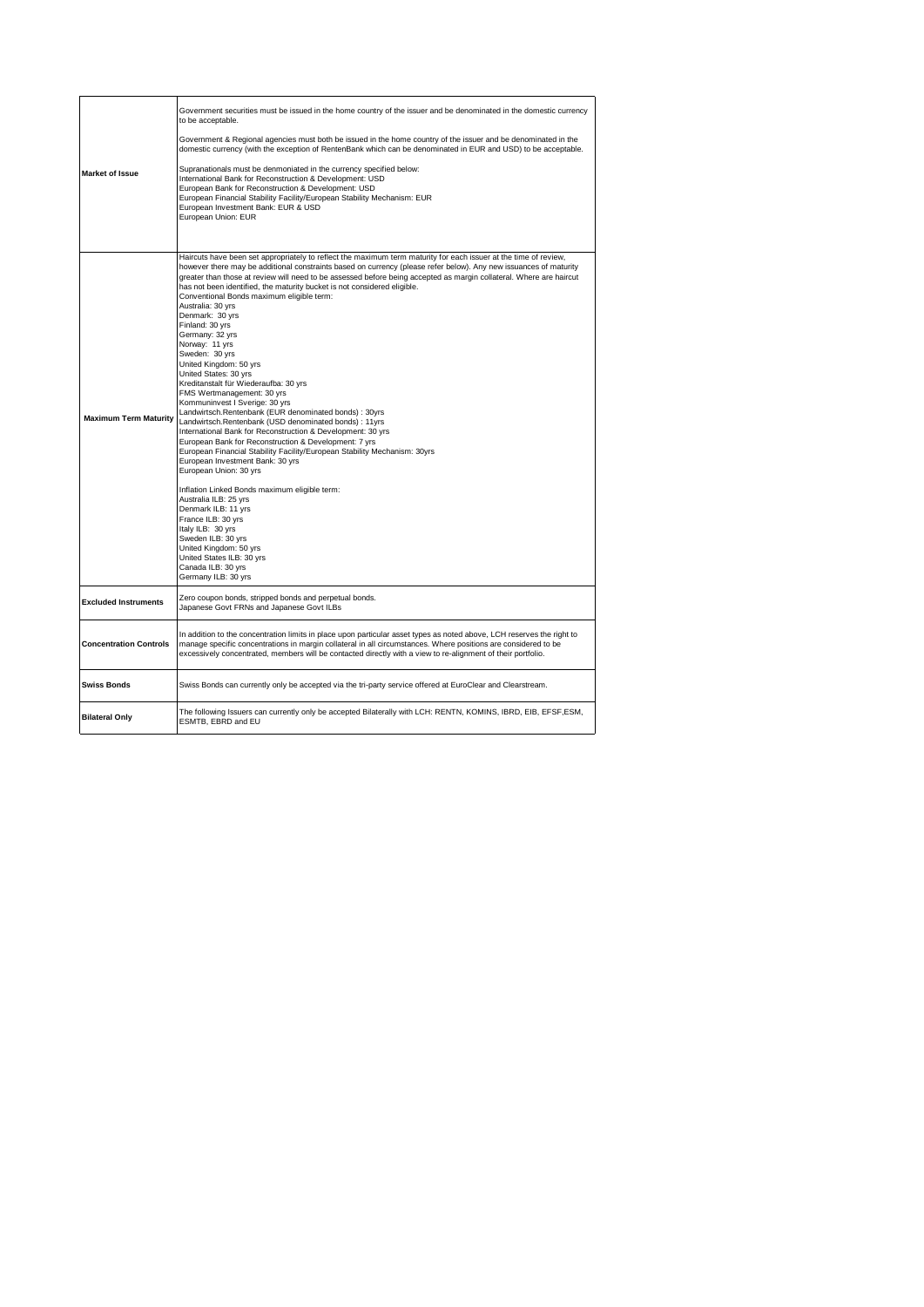| | |
|---|---|
| **Market of Issue** | Government securities must be issued in the home country of the issuer and be denominated in the domestic currency to be acceptable.<br><br>Government & Regional agencies must both be issued in the home country of the issuer and be denominated in the domestic currency (with the exception of RentenBank which can be denominated in EUR and USD) to be acceptable.<br><br>Supranationals must be denmoniated in the currency specified below:<br>International Bank for Reconstruction & Development: USD<br>European Bank for Reconstruction & Development: USD<br>European Financial Stability Facility/European Stability Mechanism: EUR<br>European Investment Bank: EUR & USD<br>European Union: EUR |
| **Maximum Term Maturity** | Haircuts have been set appropriately to reflect the maximum term maturity for each issuer at the time of review, however there may be additional constraints based on currency (please refer below). Any new issuances of maturity greater than those at review will need to be assessed before being accepted as margin collateral. Where are haircut has not been identified, the maturity bucket is not considered eligible.<br>Conventional Bonds maximum eligible term:<br>Australia: 30 yrs<br>Denmark: 30 yrs<br>Finland: 30 yrs<br>Germany: 32 yrs<br>Norway: 11 yrs<br>Sweden: 30 yrs<br>United Kingdom: 50 yrs<br>United States: 30 yrs<br>Kreditanstalt für Wiederaufba: 30 yrs<br>FMS Wertmanagement: 30 yrs<br>Kommuninvest I Sverige: 30 yrs<br>Landwirtsch.Rentenbank (EUR denominated bonds) : 30yrs<br>Landwirtsch.Rentenbank (USD denominated bonds) : 11yrs<br>International Bank for Reconstruction & Development: 30 yrs<br>European Bank for Reconstruction & Development: 7 yrs<br>European Financial Stability Facility/European Stability Mechanism: 30yrs<br>European Investment Bank: 30 yrs<br>European Union: 30 yrs<br><br>Inflation Linked Bonds maximum eligible term:<br>Australia ILB: 25 yrs<br>Denmark ILB: 11 yrs<br>France ILB: 30 yrs<br>Italy ILB: 30 yrs<br>Sweden ILB: 30 yrs<br>United Kingdom: 50 yrs<br>United States ILB: 30 yrs<br>Canada ILB: 30 yrs<br>Germany ILB: 30 yrs |
| **Excluded Instruments** | Zero coupon bonds, stripped bonds and perpetual bonds.<br>Japanese Govt FRNs and Japanese Govt ILBs |
| **Concentration Controls** | In addition to the concentration limits in place upon particular asset types as noted above, LCH reserves the right to manage specific concentrations in margin collateral in all circumstances. Where positions are considered to be excessively concentrated, members will be contacted directly with a view to re-alignment of their portfolio. |
| **Swiss Bonds** | Swiss Bonds can currently only be accepted via the tri-party service offered at EuroClear and Clearstream. |
| **Bilateral Only** | The following Issuers can currently only be accepted Bilaterally with LCH: RENTN, KOMINS, IBRD, EIB, EFSF,ESM, ESMTB, EBRD and EU |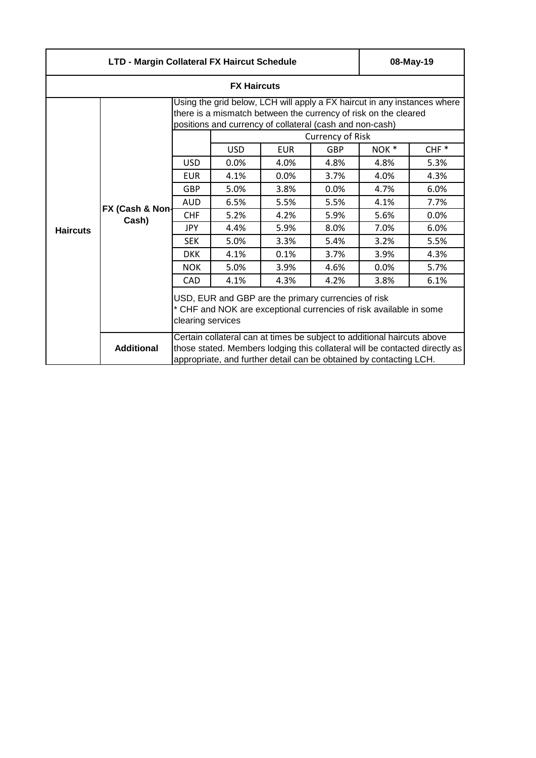| LTD - Margin Collateral FX Haircut Schedule | 08-May-19 |
|---|---|

**FX Haircuts**

**Haircuts**

**FX (Cash & Non-Cash)**

Using the grid below, LCH will apply a FX haircut in any instances where there is a mismatch between the currency of risk on the cleared positions and currency of collateral (cash and non-cash)

| | Currency of Risk | | | | |
|---|---|---|---|---|---|
| | USD | EUR | GBP | NOK * | CHF * |
| USD | 0.0% | 4.0% | 4.8% | 4.8% | 5.3% |
| EUR | 4.1% | 0.0% | 3.7% | 4.0% | 4.3% |
| GBP | 5.0% | 3.8% | 0.0% | 4.7% | 6.0% |
| AUD | 6.5% | 5.5% | 5.5% | 4.1% | 7.7% |
| CHF | 5.2% | 4.2% | 5.9% | 5.6% | 0.0% |
| JPY | 4.4% | 5.9% | 8.0% | 7.0% | 6.0% |
| SEK | 5.0% | 3.3% | 5.4% | 3.2% | 5.5% |
| DKK | 4.1% | 0.1% | 3.7% | 3.9% | 4.3% |
| NOK | 5.0% | 3.9% | 4.6% | 0.0% | 5.7% |
| CAD | 4.1% | 4.3% | 4.2% | 3.8% | 6.1% |

USD, EUR and GBP are the primary currencies of risk
* CHF and NOK are exceptional currencies of risk available in some clearing services

**Additional**

Certain collateral can at times be subject to additional haircuts above those stated. Members lodging this collateral will be contacted directly as appropriate, and further detail can be obtained by contacting LCH.